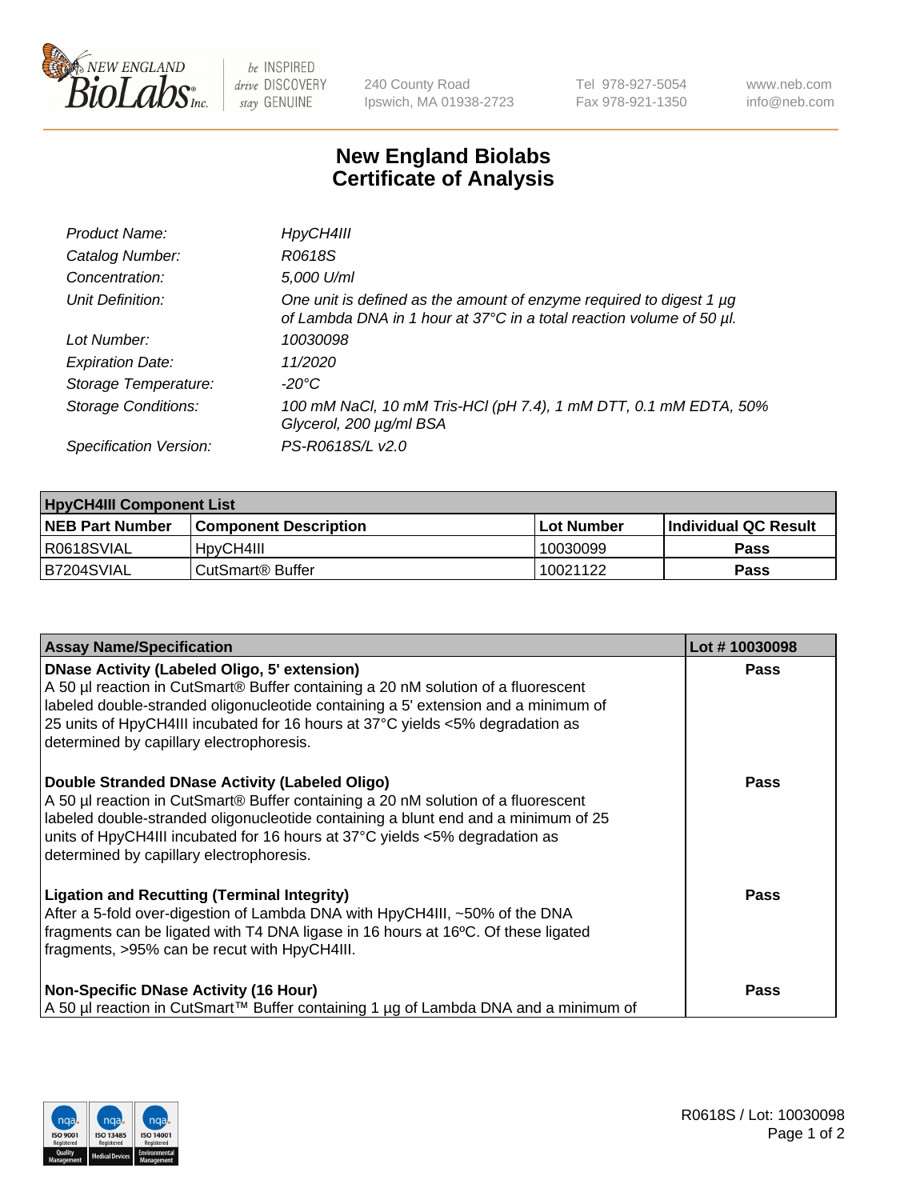# New England Biolabs
# Certificate of Analysis

| | |
|---|---|
| *Product Name:* | *HpyCH4III* |
| *Catalog Number:* | *R0618S* |
| *Concentration:* | *5,000 U/ml* |
| *Unit Definition:* | *One unit is defined as the amount of enzyme required to digest 1 µg of Lambda DNA in 1 hour at 37°C in a total reaction volume of 50 µl.* |
| *Lot Number:* | *10030098* |
| *Expiration Date:* | *11/2020* |
| *Storage Temperature:* | *-20°C* |
| *Storage Conditions:* | *100 mM NaCl, 10 mM Tris-HCl (pH 7.4), 1 mM DTT, 0.1 mM EDTA, 50% Glycerol, 200 µg/ml BSA* |
| *Specification Version:* | *PS-R0618S/L v2.0* |

| HpyCH4III Component List | | | |
|---|---|---|---|
| **NEB Part Number** | **Component Description** | **Lot Number** | **Individual QC Result** |
| R0618SVIAL | HpyCH4III | 10030099 | **Pass** |
| B7204SVIAL | CutSmart® Buffer | 10021122 | **Pass** |

| Assay Name/Specification | Lot # 10030098 |
|---|---|
| **DNase Activity (Labeled Oligo, 5' extension)**<br>A 50 µl reaction in CutSmart® Buffer containing a 20 nM solution of a fluorescent labeled double-stranded oligonucleotide containing a 5' extension and a minimum of 25 units of HpyCH4III incubated for 16 hours at 37°C yields <5% degradation as determined by capillary electrophoresis. | **Pass** |
| **Double Stranded DNase Activity (Labeled Oligo)**<br>A 50 µl reaction in CutSmart® Buffer containing a 20 nM solution of a fluorescent labeled double-stranded oligonucleotide containing a blunt end and a minimum of 25 units of HpyCH4III incubated for 16 hours at 37°C yields <5% degradation as determined by capillary electrophoresis. | **Pass** |
| **Ligation and Recutting (Terminal Integrity)**<br>After a 5-fold over-digestion of Lambda DNA with HpyCH4III, ~50% of the DNA fragments can be ligated with T4 DNA ligase in 16 hours at 16ºC. Of these ligated fragments, >95% can be recut with HpyCH4III. | **Pass** |
| **Non-Specific DNase Activity (16 Hour)**<br>A 50 µl reaction in CutSmart™ Buffer containing 1 µg of Lambda DNA and a minimum of | **Pass** |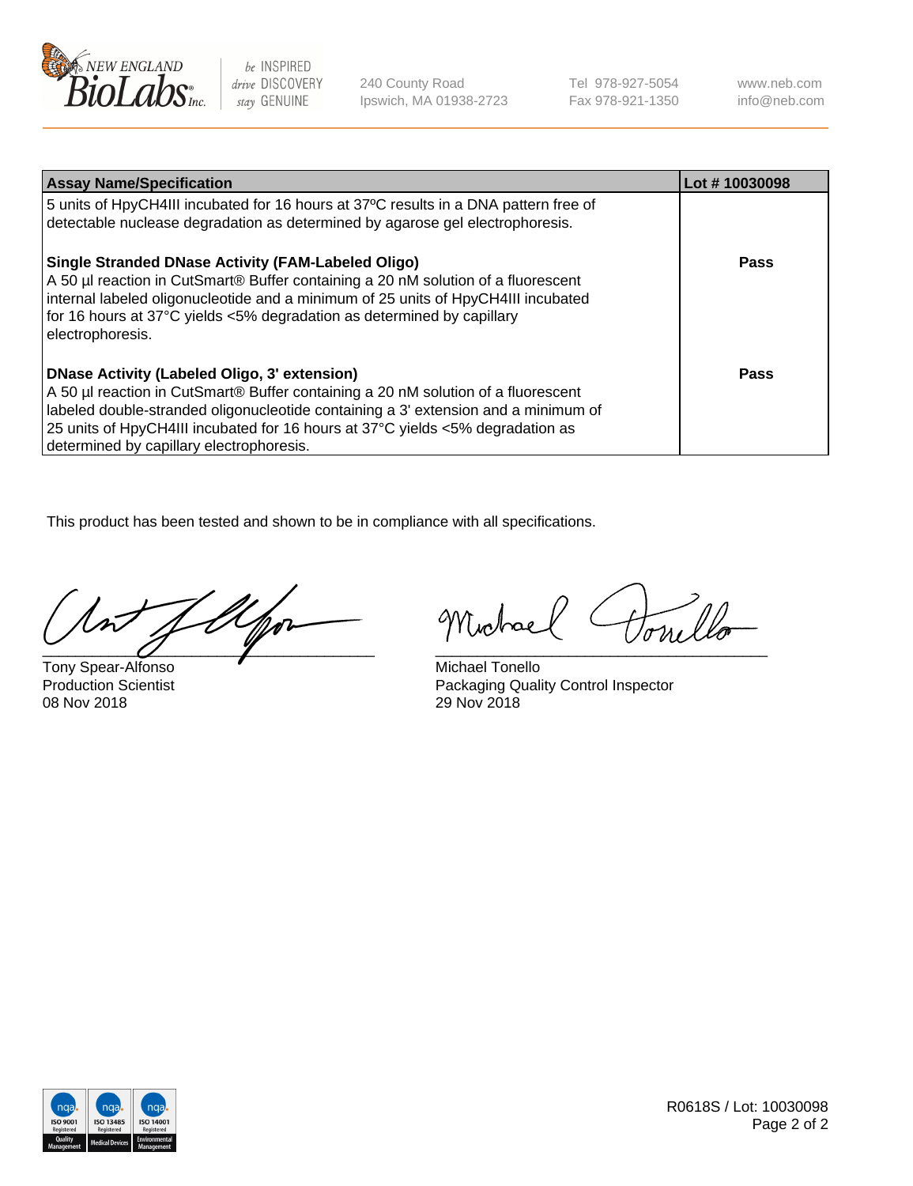240 County Road
Ipswich, MA 01938-2723

Tel 978-927-5054
Fax 978-921-1350

www.neb.com
info@neb.com

| Assay Name/Specification | Lot # 10030098 |
| --- | --- |
| 5 units of HpyCH4III incubated for 16 hours at 37ºC results in a DNA pattern free of detectable nuclease degradation as determined by agarose gel electrophoresis. | |
| **Single Stranded DNase Activity (FAM-Labeled Oligo)**<br>A 50 µl reaction in CutSmart® Buffer containing a 20 nM solution of a fluorescent internal labeled oligonucleotide and a minimum of 25 units of HpyCH4III incubated for 16 hours at 37°C yields <5% degradation as determined by capillary electrophoresis. | **Pass** |
| **DNase Activity (Labeled Oligo, 3' extension)**<br>A 50 µl reaction in CutSmart® Buffer containing a 20 nM solution of a fluorescent labeled double-stranded oligonucleotide containing a 3' extension and a minimum of 25 units of HpyCH4III incubated for 16 hours at 37°C yields <5% degradation as determined by capillary electrophoresis. | **Pass** |

This product has been tested and shown to be in compliance with all specifications.

Tony Spear-Alfonso
Production Scientist
08 Nov 2018

Michael Tonello
Packaging Quality Control Inspector
29 Nov 2018

R0618S / Lot: 10030098